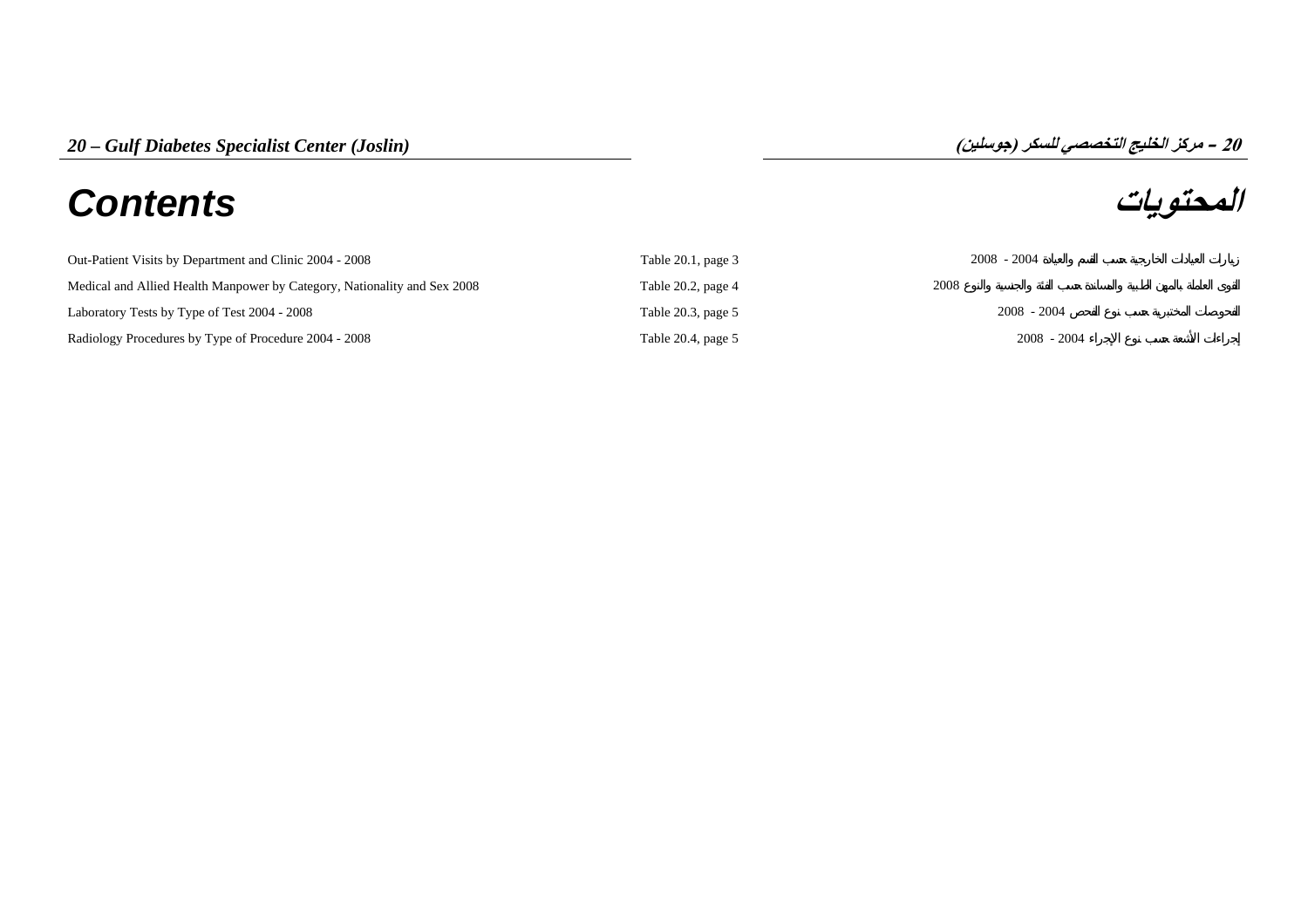## 20 – Gulf Diabetes Specialist Center (Joslin)

## 20 – مركز الخليج التخصصي للسكر (جوسلين)

# Contents

# المحتويات

| Contents | Table | المحتويات |
|---|---|---|
| Out-Patient Visits by Department and Clinic 2004 - 2008 | Table 20.1, page 3 | زيارات العيادات الخارجية حسب القسم والعيادة 2004 - 2008 |
| Medical and Allied Health Manpower by Category, Nationality and Sex 2008 | Table 20.2, page 4 | القوى العاملة بالمهن الطبية والمساندة حسب الفئة والجنسية والنوع 2008 |
| Laboratory Tests by Type of Test 2004 - 2008 | Table 20.3, page 5 | الفحوصات المختبرية حسب نوع الفحص 2004 - 2008 |
| Radiology Procedures by Type of Procedure 2004 - 2008 | Table 20.4, page 5 | إجراءات الأشعة حسب نوع الإجراء 2004 - 2008 |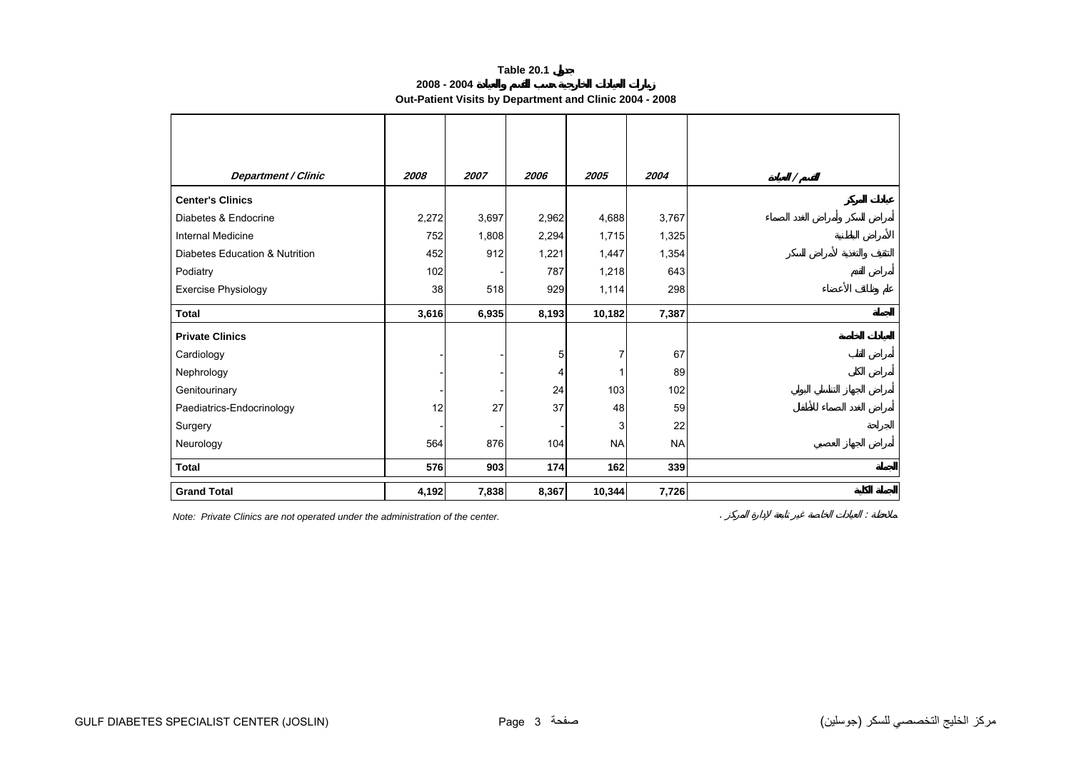**Table 20.1 جدول**

**زيارات العيادات الخارجية حسب القسم والعيادة 2004 - 2008**

**Out-Patient Visits by Department and Clinic 2004 - 2008**

| Department / Clinic | 2008 | 2007 | 2006 | 2005 | 2004 | القسم / العيادة |
|---|---|---|---|---|---|---|
| **Center's Clinics** | | | | | | **عيادات المركز** |
| Diabetes & Endocrine | 2,272 | 3,697 | 2,962 | 4,688 | 3,767 | أمراض السكر وأمراض الغدد الصماء |
| Internal Medicine | 752 | 1,808 | 2,294 | 1,715 | 1,325 | الأمراض الباطنية |
| Diabetes Education & Nutrition | 452 | 912 | 1,221 | 1,447 | 1,354 | التثقيف والتغذية لأمراض السكر |
| Podiatry | 102 | - | 787 | 1,218 | 643 | أمراض القدم |
| Exercise Physiology | 38 | 518 | 929 | 1,114 | 298 | علم وظائف الأعضاء |
| **Total** | **3,616** | **6,935** | **8,193** | **10,182** | **7,387** | **الجملة** |
| **Private Clinics** | | | | | | **العيادات الخاصة** |
| Cardiology | - | - | 5 | 7 | 67 | أمراض القلب |
| Nephrology | - | - | 4 | 1 | 89 | أمراض الكلى |
| Genitourinary | - | - | 24 | 103 | 102 | أمراض الجهاز التناسلي البولي |
| Paediatrics-Endocrinology | 12 | 27 | 37 | 48 | 59 | أمراض الغدد الصماء للأطفال |
| Surgery | - | - | - | 3 | 22 | الجراحة |
| Neurology | 564 | 876 | 104 | NA | NA | أمراض الجهاز العصبي |
| **Total** | **576** | **903** | **174** | **162** | **339** | **الجملة** |
| **Grand Total** | **4,192** | **7,838** | **8,367** | **10,344** | **7,726** | **الجملة الكلية** |

*Note: Private Clinics are not operated under the administration of the center.*

*ملاحظة : العيادات الخاصة غير تابعة لإدارة المركز .*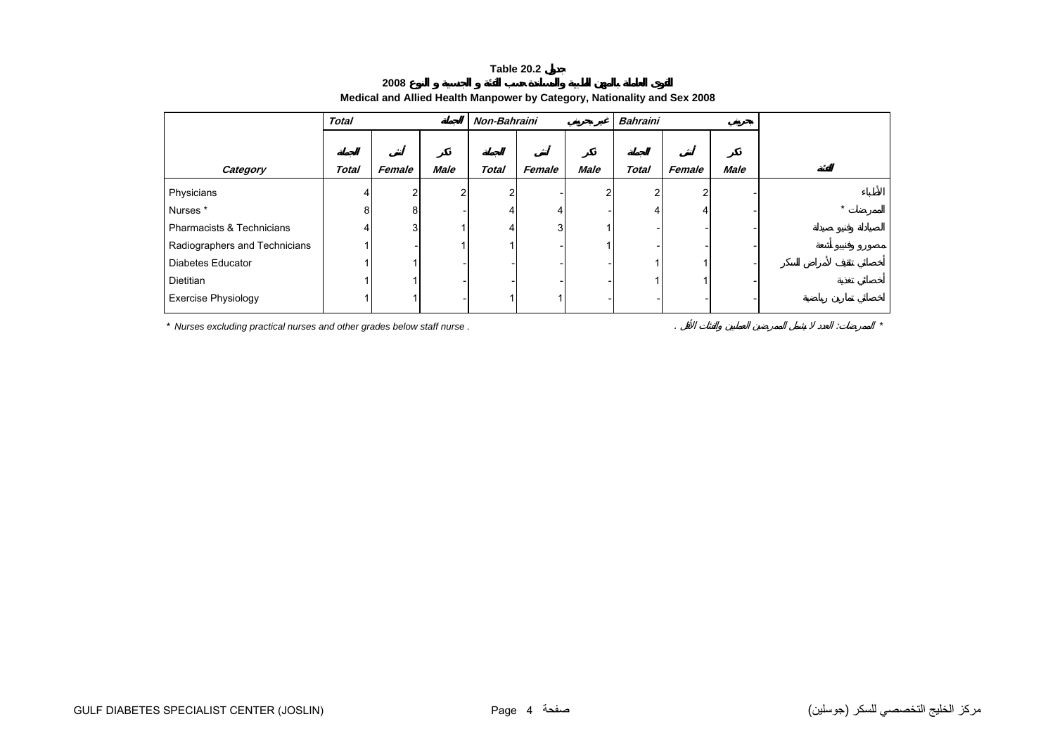# Table 20.2 جدول

## 2008 القوى العاملة بالمهن الطبية والمساندة حسب الفئة و الجنسية و النوع

## Medical and Allied Health Manpower by Category, Nationality and Sex 2008

| | Total | | الجملة | Non-Bahraini | | غير بحريني | Bahraini | | بحريني | |
|---|---|---|---|---|---|---|---|---|---|---|
| | الجملة | أنثى | ذكر | الجملة | أنثى | ذكر | الجملة | أنثى | ذكر | |
| **Category** | **Total** | **Female** | **Male** | **Total** | **Female** | **Male** | **Total** | **Female** | **Male** | **الفئة** |
| Physicians | 4 | 2 | 2 | 2 | - | 2 | 2 | 2 | - | الأطباء |
| Nurses * | 8 | 8 | - | 4 | 4 | - | 4 | 4 | - | الممرضات * |
| Pharmacists & Technicians | 4 | 3 | 1 | 4 | 3 | 1 | - | - | - | الصيادلة وفنيو صيدلة |
| Radiographers and Technicians | 1 | - | 1 | 1 | - | 1 | - | - | - | مصورو وفنيو أشعة |
| Diabetes Educator | 1 | 1 | - | - | - | - | 1 | 1 | - | أخصائي تثقيف لأمراض السكر |
| Dietitian | 1 | 1 | - | - | - | - | 1 | 1 | - | أخصائي تغذية |
| Exercise Physiology | 1 | 1 | - | 1 | 1 | - | - | - | - | أخصائي تمارين رياضية |

* Nurses excluding practical nurses and other grades below staff nurse .

* الممرضات: العدد لا يشمل الممرضين العمليين والفئات الأقل .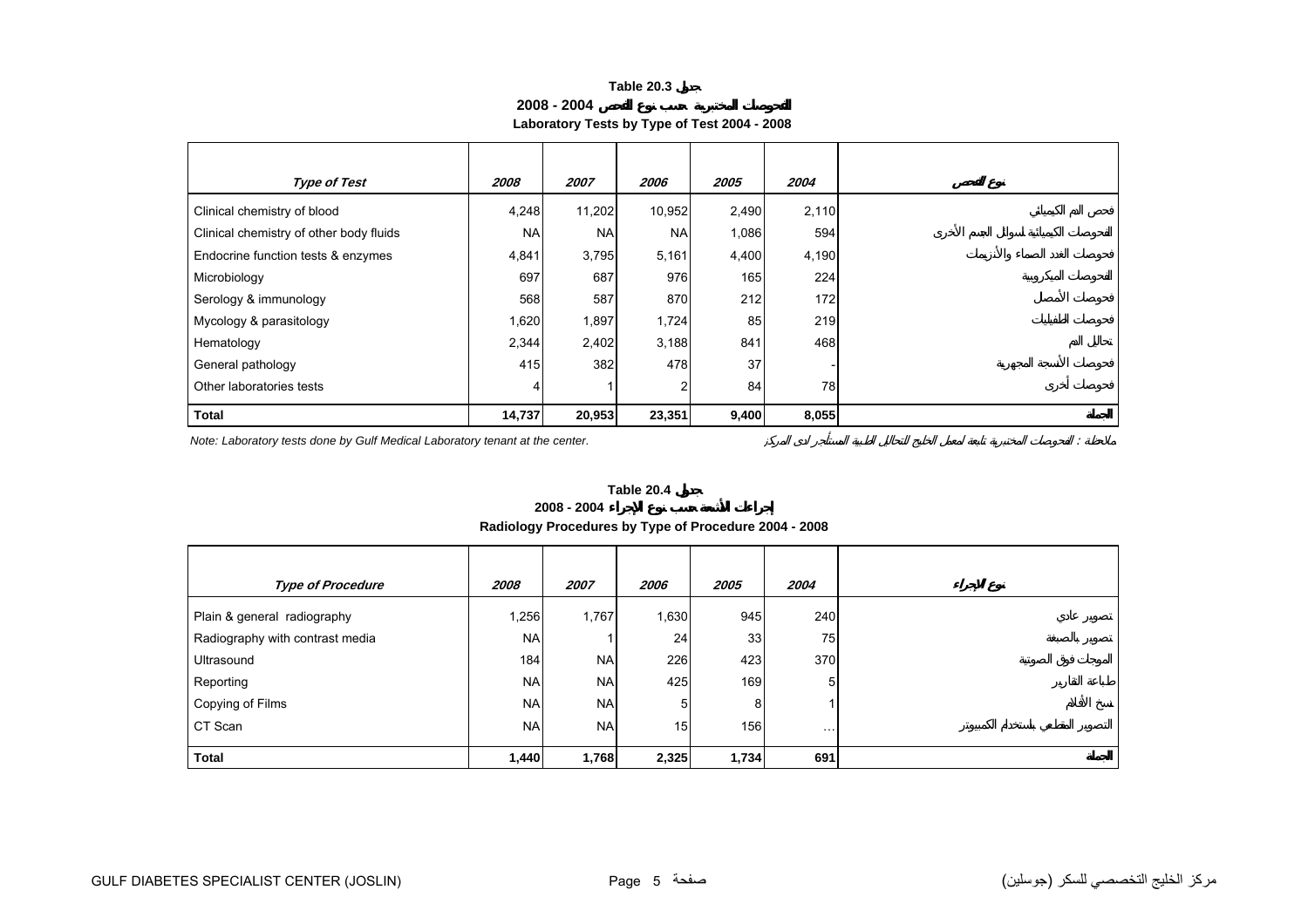**Table 20.3 جدول**

**2008 - 2004 الفحوصات المختبرية حسب نوع الفحص**

**Laboratory Tests by Type of Test 2004 - 2008**

| *Type of Test* | *2008* | *2007* | *2006* | *2005* | *2004* | *نوع الفحص* |
|---|---|---|---|---|---|---|
| Clinical chemistry of blood | 4,248 | 11,202 | 10,952 | 2,490 | 2,110 | فحص الدم الكيميائي |
| Clinical chemistry of other body fluids | NA | NA | NA | 1,086 | 594 | الفحوصات الكيميائية لسوائل الجسم الأخرى |
| Endocrine function tests & enzymes | 4,841 | 3,795 | 5,161 | 4,400 | 4,190 | فحوصات الغدد الصماء والأنزيمات |
| Microbiology | 697 | 687 | 976 | 165 | 224 | الفحوصات الميكروبية |
| Serology & immunology | 568 | 587 | 870 | 212 | 172 | فحوصات الأمصال |
| Mycology & parasitology | 1,620 | 1,897 | 1,724 | 85 | 219 | فحوصات الطفيليات |
| Hematology | 2,344 | 2,402 | 3,188 | 841 | 468 | تحاليل الدم |
| General pathology | 415 | 382 | 478 | 37 | - | فحوصات الأنسجة المجهرية |
| Other laboratories tests | 4 | 1 | 2 | 84 | 78 | فحوصات أخرى |
| **Total** | **14,737** | **20,953** | **23,351** | **9,400** | **8,055** | **الجملة** |

*Note: Laboratory tests done by Gulf Medical Laboratory tenant at the center.*

ملاحظة : الفحوصات المختبرية تابعة لمعمل الخليج للتحاليل الطبية المستأجر لدى المركز

**Table 20.4 جدول**

**2008 - 2004 إجراءات الأشعة حسب نوع الإجراء**

**Radiology Procedures by Type of Procedure 2004 - 2008**

| *Type of Procedure* | *2008* | *2007* | *2006* | *2005* | *2004* | *نوع الإجراء* |
|---|---|---|---|---|---|---|
| Plain & general radiography | 1,256 | 1,767 | 1,630 | 945 | 240 | تصوير عادي |
| Radiography with contrast media | NA | 1 | 24 | 33 | 75 | تصوير بالصبغة |
| Ultrasound | 184 | NA | 226 | 423 | 370 | الموجات فوق الصوتية |
| Reporting | NA | NA | 425 | 169 | 5 | طباعة التقارير |
| Copying of Films | NA | NA | 5 | 8 | 1 | نسخ الأفلام |
| CT Scan | NA | NA | 15 | 156 | … | التصوير المقطعي باستخدام الكمبيوتر |
| **Total** | **1,440** | **1,768** | **2,325** | **1,734** | **691** | **الجملة** |